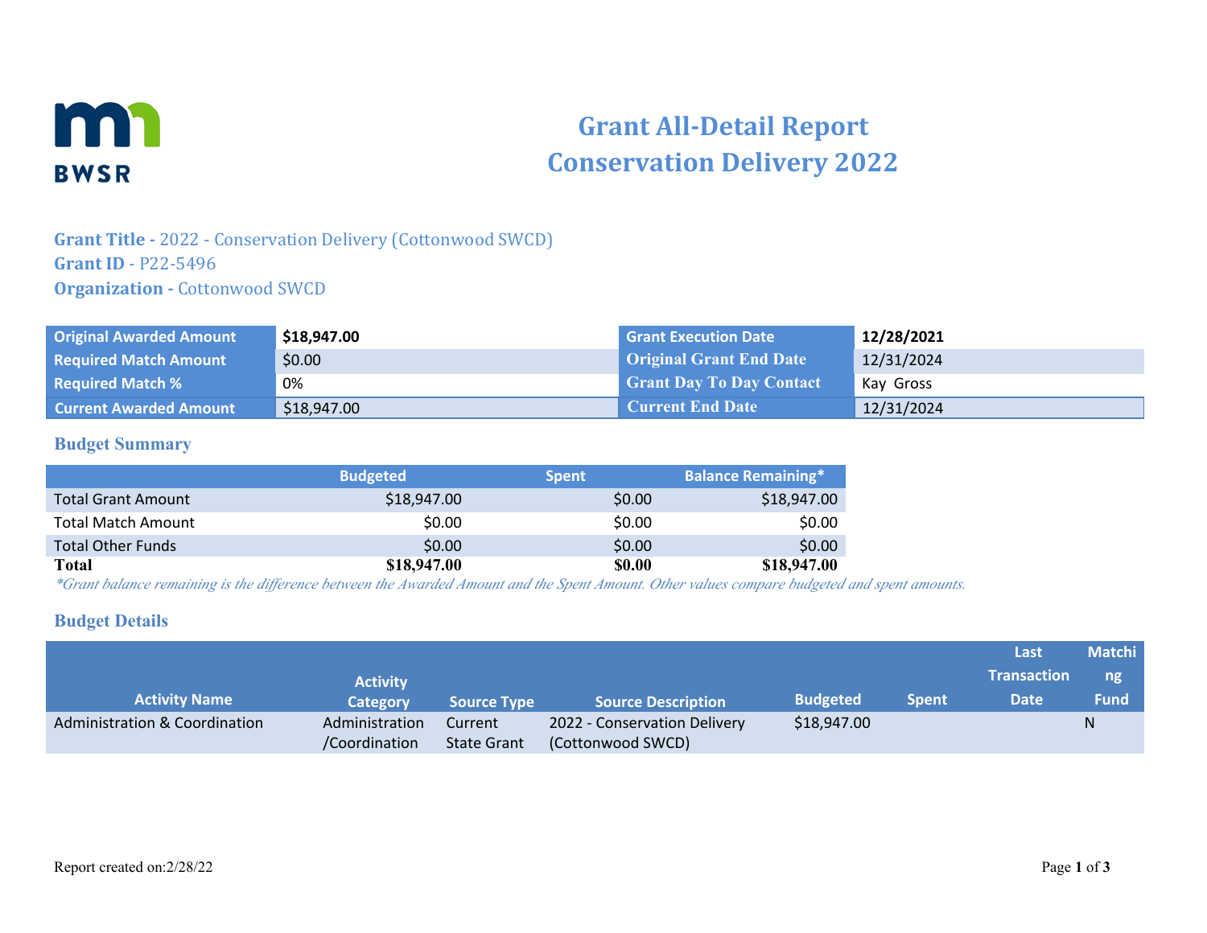# Grant All-Detail Report
# Conservation Delivery 2022

**Grant Title -** 2022 - Conservation Delivery (Cottonwood SWCD)
**Grant ID** - P22-5496
**Organization -** Cottonwood SWCD

| | | | |
|---|---|---|---|
| **Original Awarded Amount** | **$18,947.00** | **Grant Execution Date** | **12/28/2021** |
| **Required Match Amount** | $0.00 | **Original Grant End Date** | 12/31/2024 |
| **Required Match %** | 0% | **Grant Day To Day Contact** | Kay Gross |
| **Current Awarded Amount** | $18,947.00 | **Current End Date** | 12/31/2024 |

## Budget Summary

| | Budgeted | Spent | Balance Remaining* |
|---|---|---|---|
| Total Grant Amount | $18,947.00 | $0.00 | $18,947.00 |
| Total Match Amount | $0.00 | $0.00 | $0.00 |
| Total Other Funds | $0.00 | $0.00 | $0.00 |
| **Total** | **$18,947.00** | **$0.00** | **$18,947.00** |

*\*Grant balance remaining is the difference between the Awarded Amount and the Spent Amount. Other values compare budgeted and spent amounts.*

## Budget Details

| Activity Name | Activity Category | Source Type | Source Description | Budgeted | Spent | Last Transaction Date | Matching Fund |
|---|---|---|---|---|---|---|---|
| Administration & Coordination | Administration /Coordination | Current State Grant | 2022 - Conservation Delivery (Cottonwood SWCD) | $18,947.00 | | | N |

Report created on:2/28/22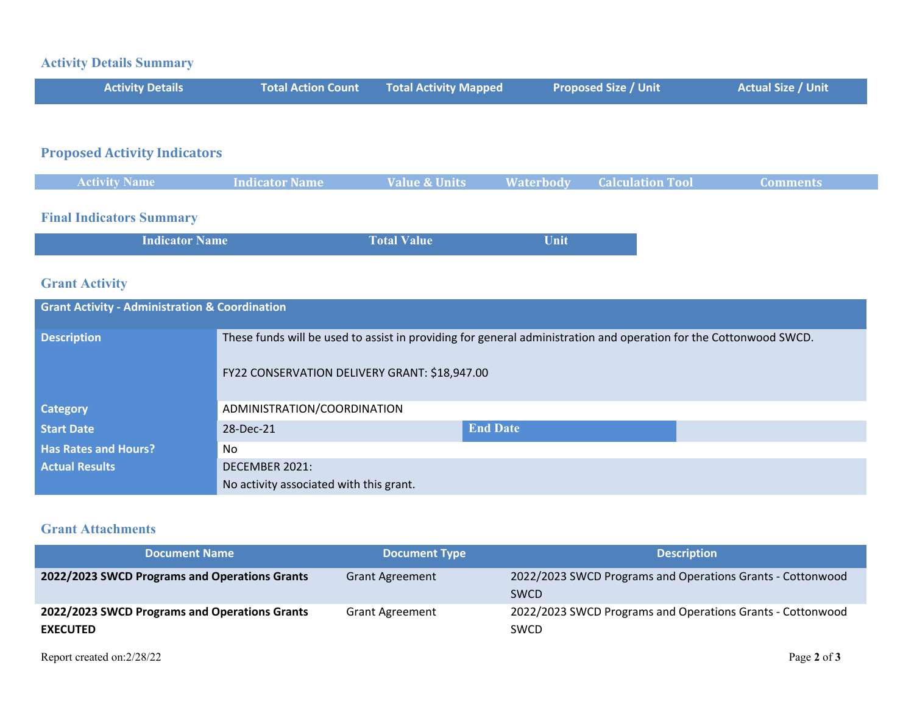## Activity Details Summary

| Activity Details | Total Action Count | Total Activity Mapped | Proposed Size / Unit | Actual Size / Unit |
|---|---|---|---|---|

## Proposed Activity Indicators

| Activity Name | Indicator Name | Value & Units | Waterbody | Calculation Tool | Comments |
|---|---|---|---|---|---|

## Final Indicators Summary

| Indicator Name | Total Value | Unit |
|---|---|---|

## Grant Activity

| Grant Activity - Administration & Coordination | | | |
|---|---|---|---|
| **Description** | These funds will be used to assist in providing for general administration and operation for the Cottonwood SWCD.<br><br>FY22 CONSERVATION DELIVERY GRANT: $18,947.00 | | |
| **Category** | ADMINISTRATION/COORDINATION | | |
| **Start Date** | 28-Dec-21 | **End Date** | |
| **Has Rates and Hours?** | No | | |
| **Actual Results** | DECEMBER 2021:<br>No activity associated with this grant. | | |

## Grant Attachments

| Document Name | Document Type | Description |
|---|---|---|
| **2022/2023 SWCD Programs and Operations Grants** | Grant Agreement | 2022/2023 SWCD Programs and Operations Grants - Cottonwood SWCD |
| **2022/2023 SWCD Programs and Operations Grants EXECUTED** | Grant Agreement | 2022/2023 SWCD Programs and Operations Grants - Cottonwood SWCD |

Report created on:2/28/22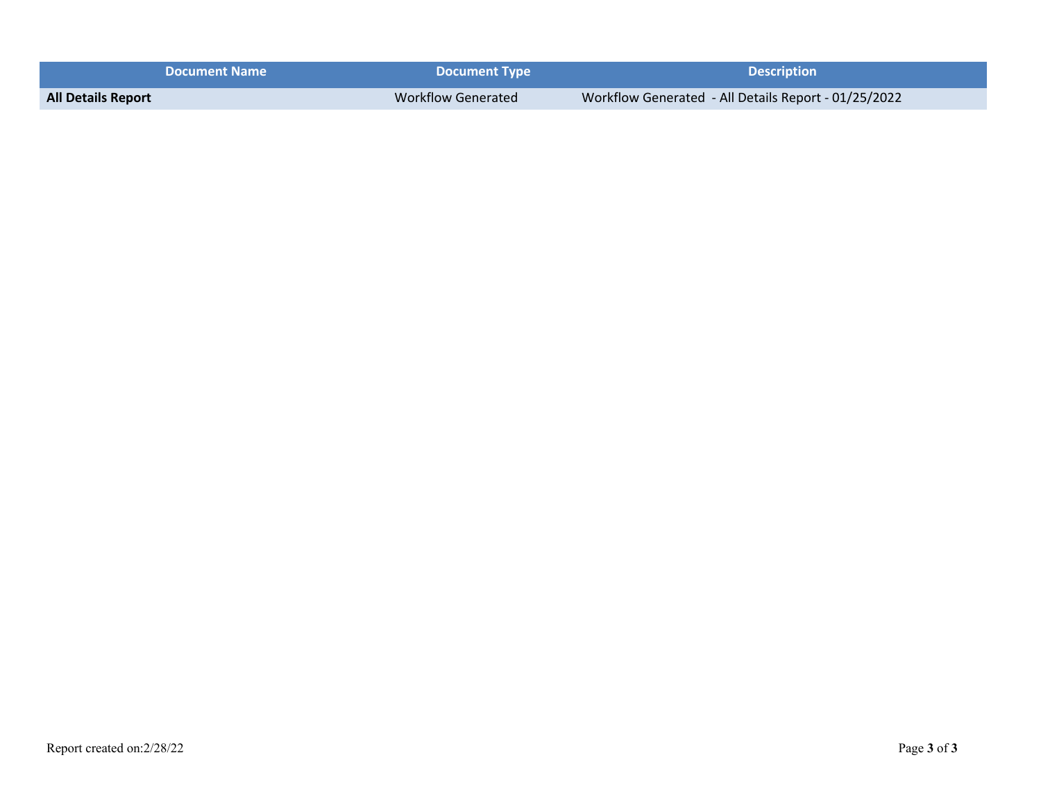| Document Name | Document Type | Description |
| --- | --- | --- |
| **All Details Report** | Workflow Generated | Workflow Generated  - All Details Report - 01/25/2022 |

Report created on:2/28/22